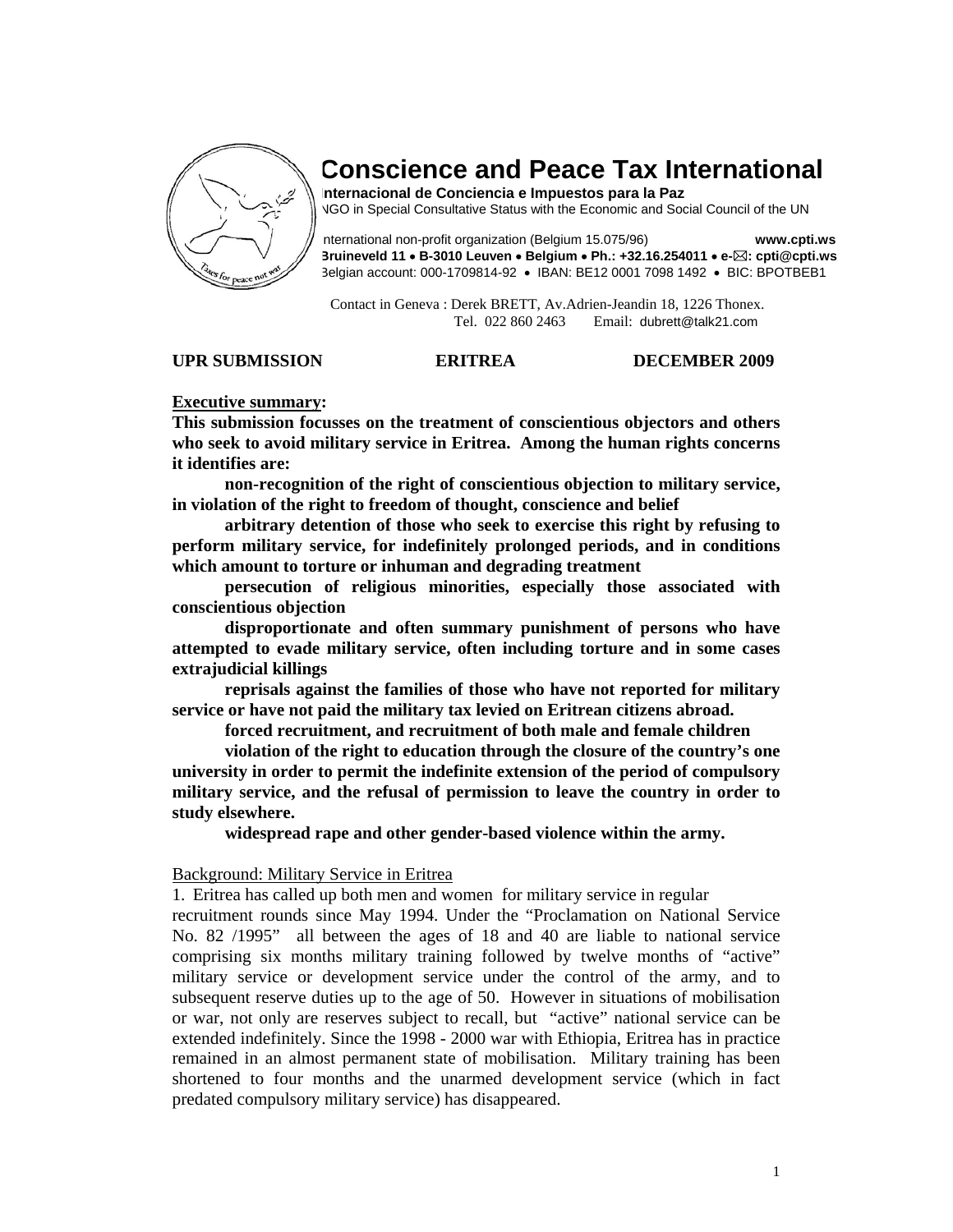# Conscience and Peace Tax International

**Internacional de Conciencia e Impuestos para la Paz**

NGO in Special Consultative Status with the Economic and Social Council of the UN

International non-profit organization (Belgium 15.075/96) **www.cpti.ws**

**Bruineveld 11 • B-3010 Leuven • Belgium • Ph.: +32.16.254011 • e-✉: cpti@cpti.ws**

Belgian account: 000-1709814-92 • IBAN: BE12 0001 7098 1492 • BIC: BPOTBEB1

Contact in Geneva : Derek BRETT, Av.Adrien-Jeandin 18, 1226 Thonex.
Tel. 022 860 2463 Email: dubrett@talk21.com

**UPR SUBMISSION ERITREA DECEMBER 2009**

**Executive summary:**

**This submission focusses on the treatment of conscientious objectors and others who seek to avoid military service in Eritrea. Among the human rights concerns it identifies are:**

**non-recognition of the right of conscientious objection to military service, in violation of the right to freedom of thought, conscience and belief**

**arbitrary detention of those who seek to exercise this right by refusing to perform military service, for indefinitely prolonged periods, and in conditions which amount to torture or inhuman and degrading treatment**

**persecution of religious minorities, especially those associated with conscientious objection**

**disproportionate and often summary punishment of persons who have attempted to evade military service, often including torture and in some cases extrajudicial killings**

**reprisals against the families of those who have not reported for military service or have not paid the military tax levied on Eritrean citizens abroad.**

**forced recruitment, and recruitment of both male and female children**

**violation of the right to education through the closure of the country's one university in order to permit the indefinite extension of the period of compulsory military service, and the refusal of permission to leave the country in order to study elsewhere.**

**widespread rape and other gender-based violence within the army.**

Background: Military Service in Eritrea

1. Eritrea has called up both men and women for military service in regular recruitment rounds since May 1994. Under the "Proclamation on National Service No. 82 /1995" all between the ages of 18 and 40 are liable to national service comprising six months military training followed by twelve months of "active" military service or development service under the control of the army, and to subsequent reserve duties up to the age of 50. However in situations of mobilisation or war, not only are reserves subject to recall, but "active" national service can be extended indefinitely. Since the 1998 - 2000 war with Ethiopia, Eritrea has in practice remained in an almost permanent state of mobilisation. Military training has been shortened to four months and the unarmed development service (which in fact predated compulsory military service) has disappeared.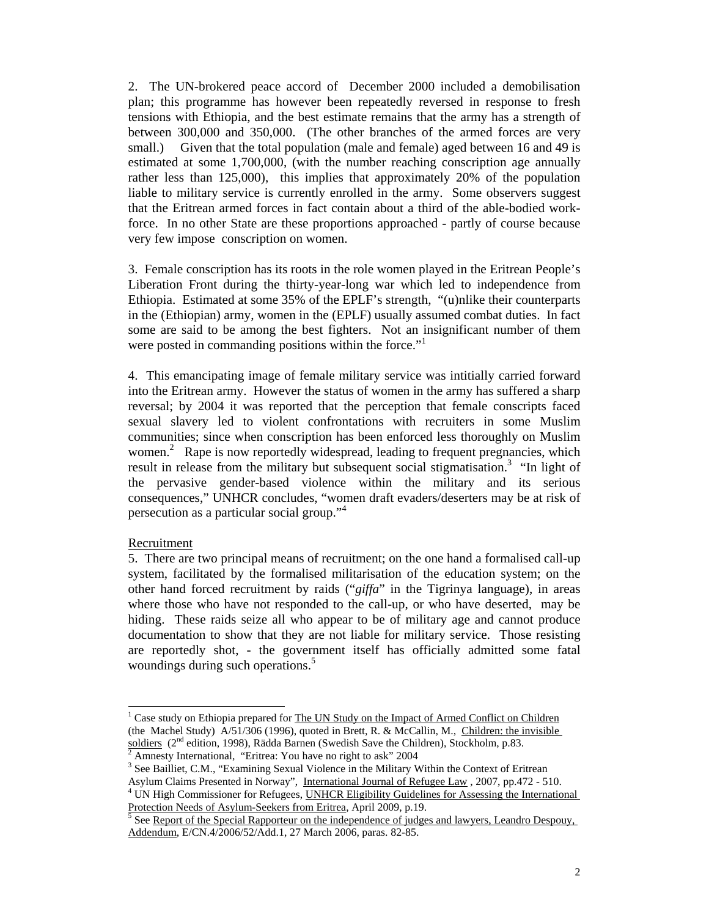2. The UN-brokered peace accord of December 2000 included a demobilisation plan; this programme has however been repeatedly reversed in response to fresh tensions with Ethiopia, and the best estimate remains that the army has a strength of between 300,000 and 350,000. (The other branches of the armed forces are very small.) Given that the total population (male and female) aged between 16 and 49 is estimated at some 1,700,000, (with the number reaching conscription age annually rather less than 125,000), this implies that approximately 20% of the population liable to military service is currently enrolled in the army. Some observers suggest that the Eritrean armed forces in fact contain about a third of the able-bodied work-force. In no other State are these proportions approached - partly of course because very few impose conscription on women.

3. Female conscription has its roots in the role women played in the Eritrean People's Liberation Front during the thirty-year-long war which led to independence from Ethiopia. Estimated at some 35% of the EPLF's strength, "(u)nlike their counterparts in the (Ethiopian) army, women in the (EPLF) usually assumed combat duties. In fact some are said to be among the best fighters. Not an insignificant number of them were posted in commanding positions within the force."[1]

4. This emancipating image of female military service was intitially carried forward into the Eritrean army. However the status of women in the army has suffered a sharp reversal; by 2004 it was reported that the perception that female conscripts faced sexual slavery led to violent confrontations with recruiters in some Muslim communities; since when conscription has been enforced less thoroughly on Muslim women.[2] Rape is now reportedly widespread, leading to frequent pregnancies, which result in release from the military but subsequent social stigmatisation.[3] "In light of the pervasive gender-based violence within the military and its serious consequences," UNHCR concludes, "women draft evaders/deserters may be at risk of persecution as a particular social group."[4]

Recruitment

5. There are two principal means of recruitment; on the one hand a formalised call-up system, facilitated by the formalised militarisation of the education system; on the other hand forced recruitment by raids ("*giffa*" in the Tigrinya language), in areas where those who have not responded to the call-up, or who have deserted, may be hiding. These raids seize all who appear to be of military age and cannot produce documentation to show that they are not liable for military service. Those resisting are reportedly shot, - the government itself has officially admitted some fatal woundings during such operations.[5]

---

[1] Case study on Ethiopia prepared for The UN Study on the Impact of Armed Conflict on Children (the Machel Study) A/51/306 (1996), quoted in Brett, R. & McCallin, M., Children: the invisible soldiers (2nd edition, 1998), Rädda Barnen (Swedish Save the Children), Stockholm, p.83.

[2] Amnesty International, "Eritrea: You have no right to ask" 2004

[3] See Bailliet, C.M., "Examining Sexual Violence in the Military Within the Context of Eritrean Asylum Claims Presented in Norway", International Journal of Refugee Law , 2007, pp.472 - 510.

[4] UN High Commissioner for Refugees, UNHCR Eligibility Guidelines for Assessing the International Protection Needs of Asylum-Seekers from Eritrea, April 2009, p.19.

[5] See Report of the Special Rapporteur on the independence of judges and lawyers, Leandro Despouy, Addendum, E/CN.4/2006/52/Add.1, 27 March 2006, paras. 82-85.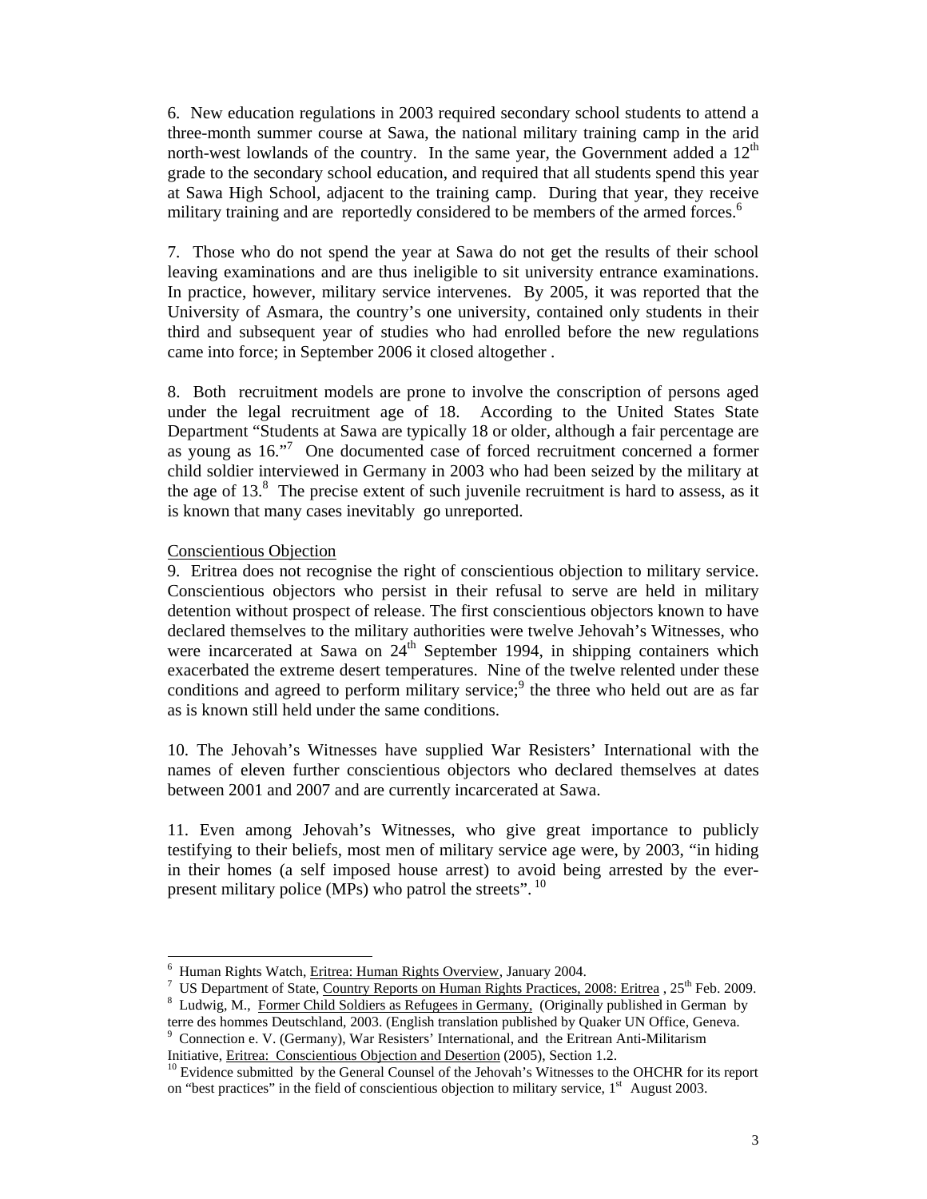6. New education regulations in 2003 required secondary school students to attend a three-month summer course at Sawa, the national military training camp in the arid north-west lowlands of the country. In the same year, the Government added a 12th grade to the secondary school education, and required that all students spend this year at Sawa High School, adjacent to the training camp. During that year, they receive military training and are reportedly considered to be members of the armed forces.[6]

7. Those who do not spend the year at Sawa do not get the results of their school leaving examinations and are thus ineligible to sit university entrance examinations. In practice, however, military service intervenes. By 2005, it was reported that the University of Asmara, the country's one university, contained only students in their third and subsequent year of studies who had enrolled before the new regulations came into force; in September 2006 it closed altogether .

8. Both recruitment models are prone to involve the conscription of persons aged under the legal recruitment age of 18. According to the United States State Department "Students at Sawa are typically 18 or older, although a fair percentage are as young as 16."[7] One documented case of forced recruitment concerned a former child soldier interviewed in Germany in 2003 who had been seized by the military at the age of 13.[8] The precise extent of such juvenile recruitment is hard to assess, as it is known that many cases inevitably go unreported.

## Conscientious Objection

9. Eritrea does not recognise the right of conscientious objection to military service. Conscientious objectors who persist in their refusal to serve are held in military detention without prospect of release. The first conscientious objectors known to have declared themselves to the military authorities were twelve Jehovah's Witnesses, who were incarcerated at Sawa on 24th September 1994, in shipping containers which exacerbated the extreme desert temperatures. Nine of the twelve relented under these conditions and agreed to perform military service;[9] the three who held out are as far as is known still held under the same conditions.

10. The Jehovah's Witnesses have supplied War Resisters' International with the names of eleven further conscientious objectors who declared themselves at dates between 2001 and 2007 and are currently incarcerated at Sawa.

11. Even among Jehovah's Witnesses, who give great importance to publicly testifying to their beliefs, most men of military service age were, by 2003, "in hiding in their homes (a self imposed house arrest) to avoid being arrested by the ever-present military police (MPs) who patrol the streets".[10]

---

[6] Human Rights Watch, Eritrea: Human Rights Overview, January 2004.

[7] US Department of State, Country Reports on Human Rights Practices, 2008: Eritrea , 25th Feb. 2009.

[8] Ludwig, M., Former Child Soldiers as Refugees in Germany, (Originally published in German by terre des hommes Deutschland, 2003. (English translation published by Quaker UN Office, Geneva.

[9] Connection e. V. (Germany), War Resisters' International, and the Eritrean Anti-Militarism Initiative, Eritrea: Conscientious Objection and Desertion (2005), Section 1.2.

[10] Evidence submitted by the General Counsel of the Jehovah's Witnesses to the OHCHR for its report on "best practices" in the field of conscientious objection to military service, 1st August 2003.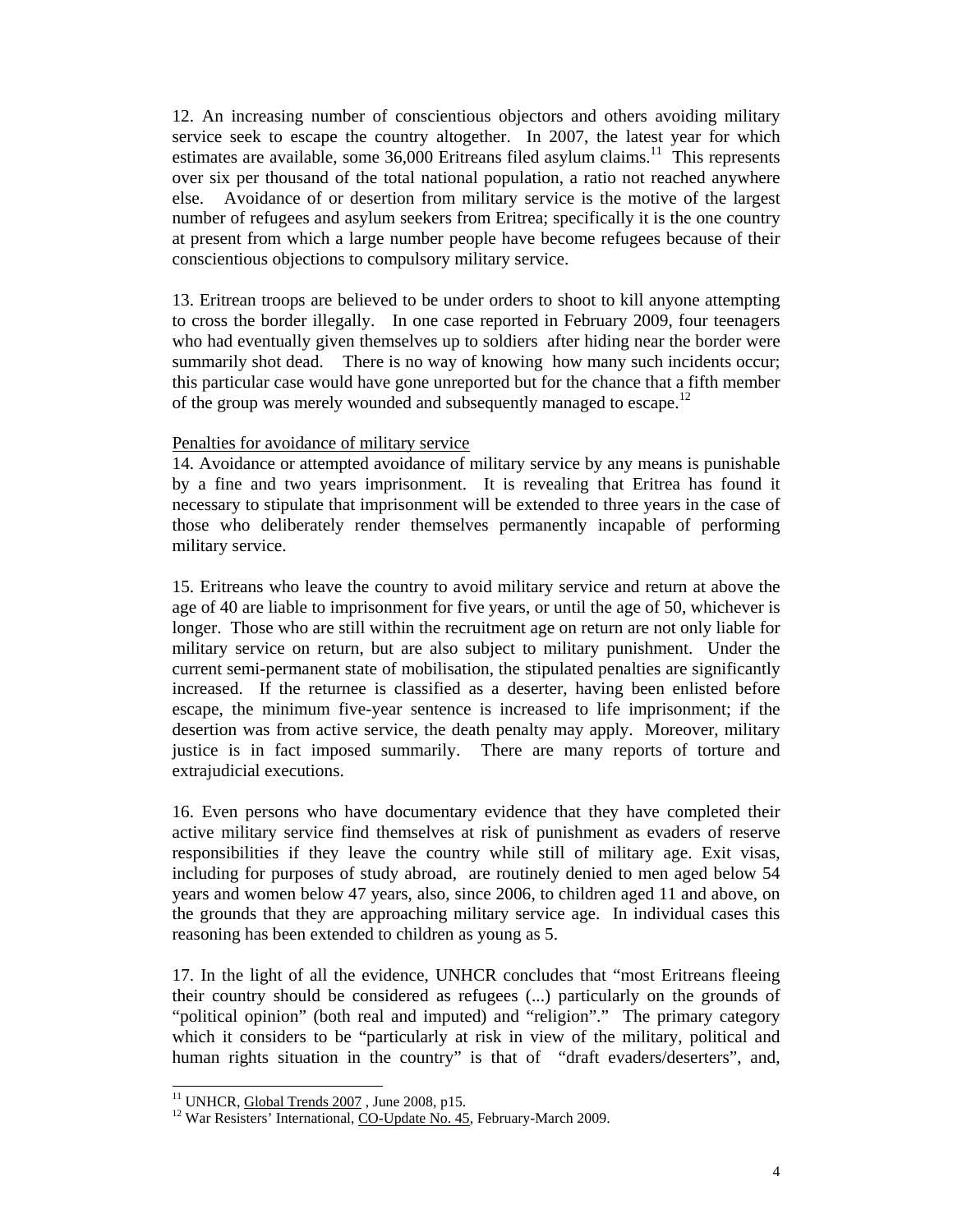12. An increasing number of conscientious objectors and others avoiding military service seek to escape the country altogether. In 2007, the latest year for which estimates are available, some 36,000 Eritreans filed asylum claims.[11] This represents over six per thousand of the total national population, a ratio not reached anywhere else. Avoidance of or desertion from military service is the motive of the largest number of refugees and asylum seekers from Eritrea; specifically it is the one country at present from which a large number people have become refugees because of their conscientious objections to compulsory military service.

13. Eritrean troops are believed to be under orders to shoot to kill anyone attempting to cross the border illegally. In one case reported in February 2009, four teenagers who had eventually given themselves up to soldiers after hiding near the border were summarily shot dead. There is no way of knowing how many such incidents occur; this particular case would have gone unreported but for the chance that a fifth member of the group was merely wounded and subsequently managed to escape.[12]

Penalties for avoidance of military service

14. Avoidance or attempted avoidance of military service by any means is punishable by a fine and two years imprisonment. It is revealing that Eritrea has found it necessary to stipulate that imprisonment will be extended to three years in the case of those who deliberately render themselves permanently incapable of performing military service.

15. Eritreans who leave the country to avoid military service and return at above the age of 40 are liable to imprisonment for five years, or until the age of 50, whichever is longer. Those who are still within the recruitment age on return are not only liable for military service on return, but are also subject to military punishment. Under the current semi-permanent state of mobilisation, the stipulated penalties are significantly increased. If the returnee is classified as a deserter, having been enlisted before escape, the minimum five-year sentence is increased to life imprisonment; if the desertion was from active service, the death penalty may apply. Moreover, military justice is in fact imposed summarily. There are many reports of torture and extrajudicial executions.

16. Even persons who have documentary evidence that they have completed their active military service find themselves at risk of punishment as evaders of reserve responsibilities if they leave the country while still of military age. Exit visas, including for purposes of study abroad, are routinely denied to men aged below 54 years and women below 47 years, also, since 2006, to children aged 11 and above, on the grounds that they are approaching military service age. In individual cases this reasoning has been extended to children as young as 5.

17. In the light of all the evidence, UNHCR concludes that "most Eritreans fleeing their country should be considered as refugees (...) particularly on the grounds of "political opinion" (both real and imputed) and "religion"." The primary category which it considers to be "particularly at risk in view of the military, political and human rights situation in the country" is that of "draft evaders/deserters", and,

[11] UNHCR, Global Trends 2007 , June 2008, p15.

[12] War Resisters' International, CO-Update No. 45, February-March 2009.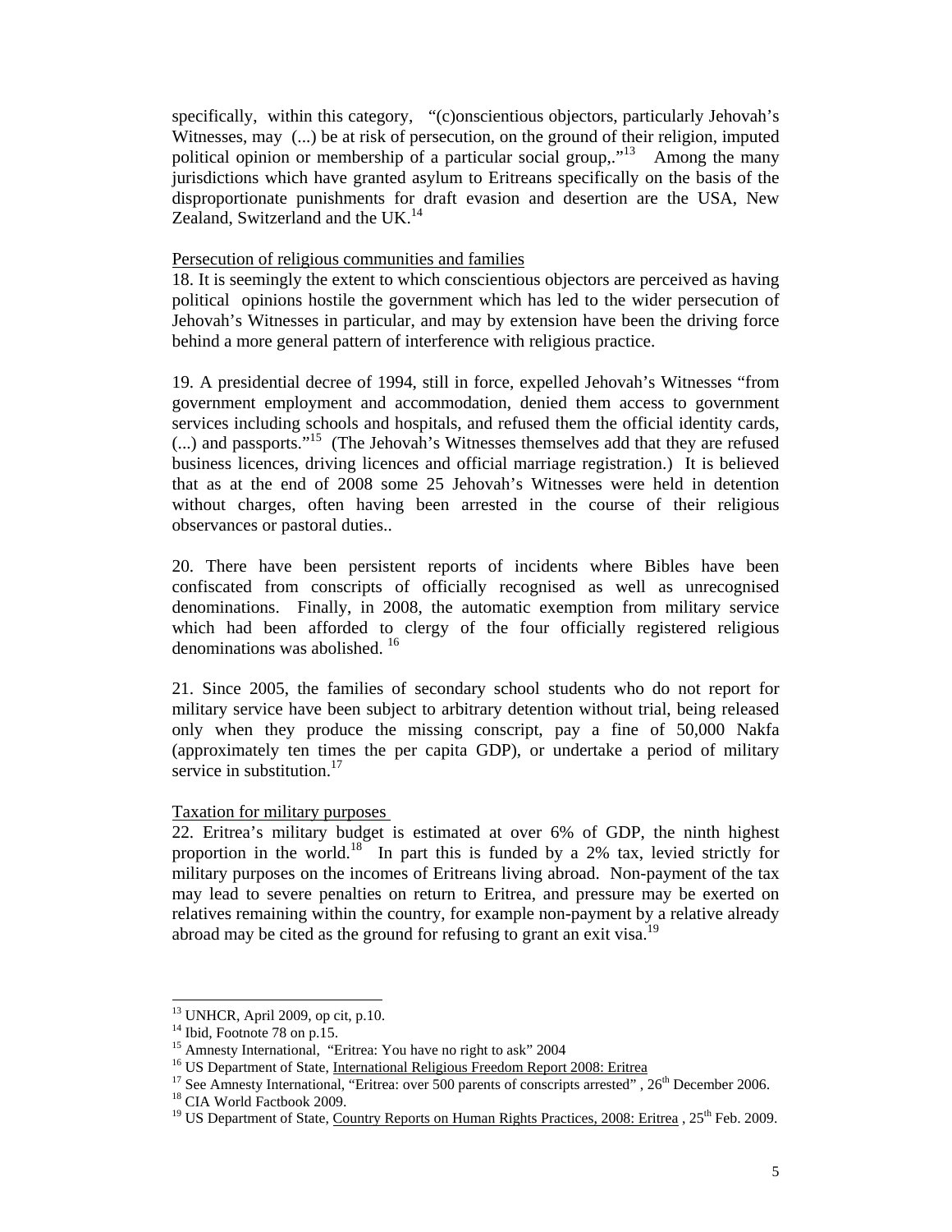specifically, within this category, "(c)onscientious objectors, particularly Jehovah's Witnesses, may (...) be at risk of persecution, on the ground of their religion, imputed political opinion or membership of a particular social group,."[13] Among the many jurisdictions which have granted asylum to Eritreans specifically on the basis of the disproportionate punishments for draft evasion and desertion are the USA, New Zealand, Switzerland and the UK.[14]

Persecution of religious communities and families

18. It is seemingly the extent to which conscientious objectors are perceived as having political opinions hostile the government which has led to the wider persecution of Jehovah's Witnesses in particular, and may by extension have been the driving force behind a more general pattern of interference with religious practice.

19. A presidential decree of 1994, still in force, expelled Jehovah's Witnesses "from government employment and accommodation, denied them access to government services including schools and hospitals, and refused them the official identity cards, (...) and passports."[15] (The Jehovah's Witnesses themselves add that they are refused business licences, driving licences and official marriage registration.) It is believed that as at the end of 2008 some 25 Jehovah's Witnesses were held in detention without charges, often having been arrested in the course of their religious observances or pastoral duties..

20. There have been persistent reports of incidents where Bibles have been confiscated from conscripts of officially recognised as well as unrecognised denominations. Finally, in 2008, the automatic exemption from military service which had been afforded to clergy of the four officially registered religious denominations was abolished. [16]

21. Since 2005, the families of secondary school students who do not report for military service have been subject to arbitrary detention without trial, being released only when they produce the missing conscript, pay a fine of 50,000 Nakfa (approximately ten times the per capita GDP), or undertake a period of military service in substitution.[17]

Taxation for military purposes

22. Eritrea's military budget is estimated at over 6% of GDP, the ninth highest proportion in the world.[18] In part this is funded by a 2% tax, levied strictly for military purposes on the incomes of Eritreans living abroad. Non-payment of the tax may lead to severe penalties on return to Eritrea, and pressure may be exerted on relatives remaining within the country, for example non-payment by a relative already abroad may be cited as the ground for refusing to grant an exit visa.[19]

---

[13] UNHCR, April 2009, op cit, p.10.

[14] Ibid, Footnote 78 on p.15.

[15] Amnesty International, "Eritrea: You have no right to ask" 2004

[16] US Department of State, International Religious Freedom Report 2008: Eritrea

[17] See Amnesty International, "Eritrea: over 500 parents of conscripts arrested" , 26th December 2006.

[18] CIA World Factbook 2009.

[19] US Department of State, Country Reports on Human Rights Practices, 2008: Eritrea , 25th Feb. 2009.